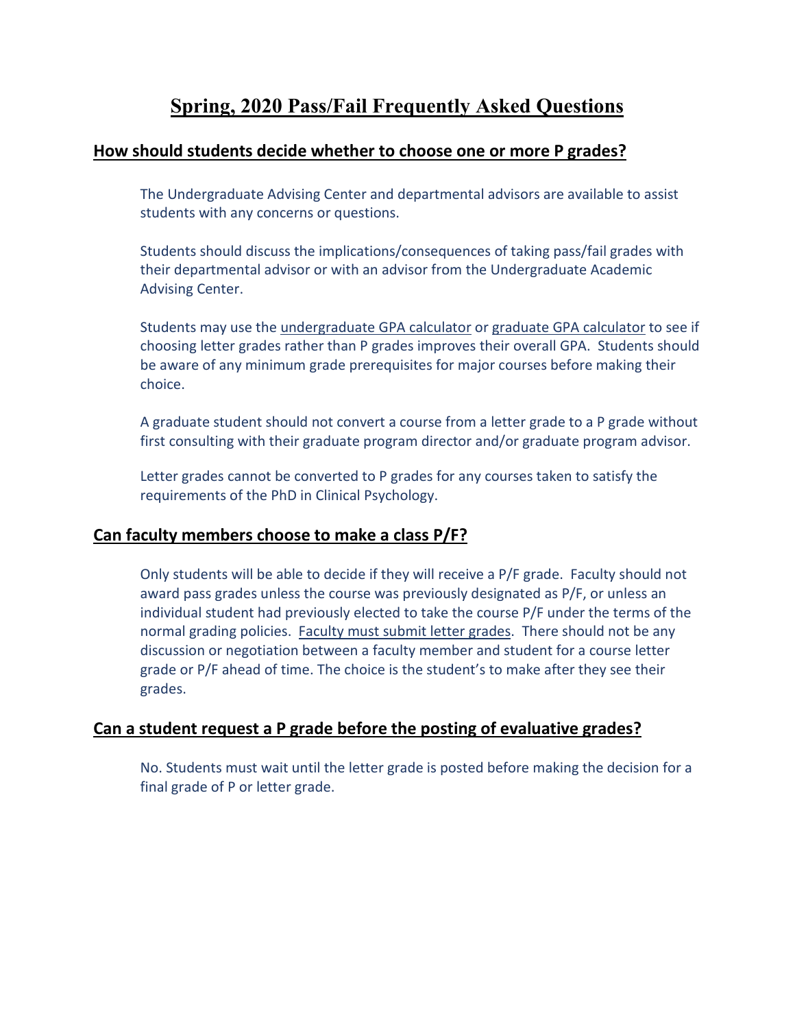# Spring, 2020 Pass/Fail Frequently Asked Questions

## How should students decide whether to choose one or more P grades?

The Undergraduate Advising Center and departmental advisors are available to assist students with any concerns or questions.

Students should discuss the implications/consequences of taking pass/fail grades with their departmental advisor or with an advisor from the Undergraduate Academic Advising Center.

Students may use the undergraduate GPA calculator or graduate GPA calculator to see if choosing letter grades rather than P grades improves their overall GPA. Students should be aware of any minimum grade prerequisites for major courses before making their choice.

A graduate student should not convert a course from a letter grade to a P grade without first consulting with their graduate program director and/or graduate program advisor.

Letter grades cannot be converted to P grades for any courses taken to satisfy the requirements of the PhD in Clinical Psychology.

## Can faculty members choose to make a class P/F?

Only students will be able to decide if they will receive a P/F grade. Faculty should not award pass grades unless the course was previously designated as P/F, or unless an individual student had previously elected to take the course P/F under the terms of the normal grading policies. Faculty must submit letter grades. There should not be any discussion or negotiation between a faculty member and student for a course letter grade or P/F ahead of time. The choice is the student's to make after they see their grades.

## Can a student request a P grade before the posting of evaluative grades?

No. Students must wait until the letter grade is posted before making the decision for a final grade of P or letter grade.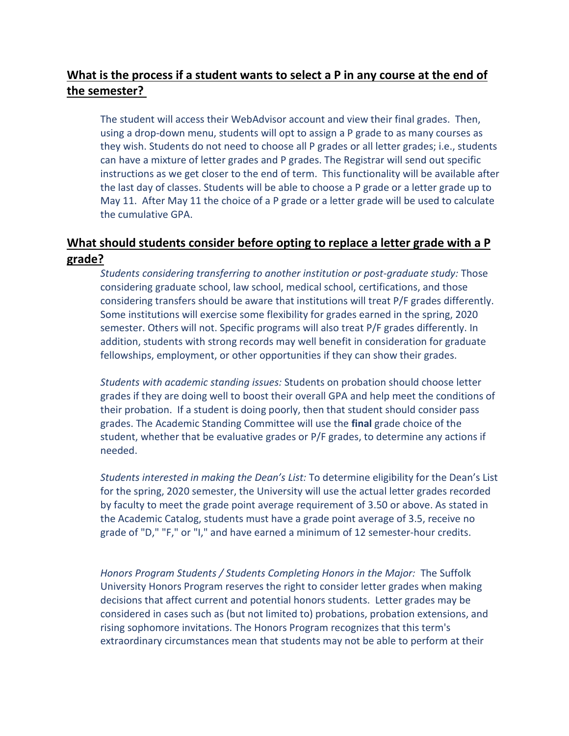## What is the process if a student wants to select a P in any course at the end of the semester?

The student will access their WebAdvisor account and view their final grades. Then, using a drop-down menu, students will opt to assign a P grade to as many courses as they wish. Students do not need to choose all P grades or all letter grades; i.e., students can have a mixture of letter grades and P grades. The Registrar will send out specific instructions as we get closer to the end of term. This functionality will be available after the last day of classes. Students will be able to choose a P grade or a letter grade up to May 11. After May 11 the choice of a P grade or a letter grade will be used to calculate the cumulative GPA.

## What should students consider before opting to replace a letter grade with a P grade?

*Students considering transferring to another institution or post-graduate study:* Those considering graduate school, law school, medical school, certifications, and those considering transfers should be aware that institutions will treat P/F grades differently. Some institutions will exercise some flexibility for grades earned in the spring, 2020 semester. Others will not. Specific programs will also treat P/F grades differently. In addition, students with strong records may well benefit in consideration for graduate fellowships, employment, or other opportunities if they can show their grades.

*Students with academic standing issues:* Students on probation should choose letter grades if they are doing well to boost their overall GPA and help meet the conditions of their probation. If a student is doing poorly, then that student should consider pass grades. The Academic Standing Committee will use the **final** grade choice of the student, whether that be evaluative grades or P/F grades, to determine any actions if needed.

*Students interested in making the Dean's List:* To determine eligibility for the Dean's List for the spring, 2020 semester, the University will use the actual letter grades recorded by faculty to meet the grade point average requirement of 3.50 or above. As stated in the Academic Catalog, students must have a grade point average of 3.5, receive no grade of "D," "F," or "I," and have earned a minimum of 12 semester-hour credits.

*Honors Program Students / Students Completing Honors in the Major:* The Suffolk University Honors Program reserves the right to consider letter grades when making decisions that affect current and potential honors students. Letter grades may be considered in cases such as (but not limited to) probations, probation extensions, and rising sophomore invitations. The Honors Program recognizes that this term's extraordinary circumstances mean that students may not be able to perform at their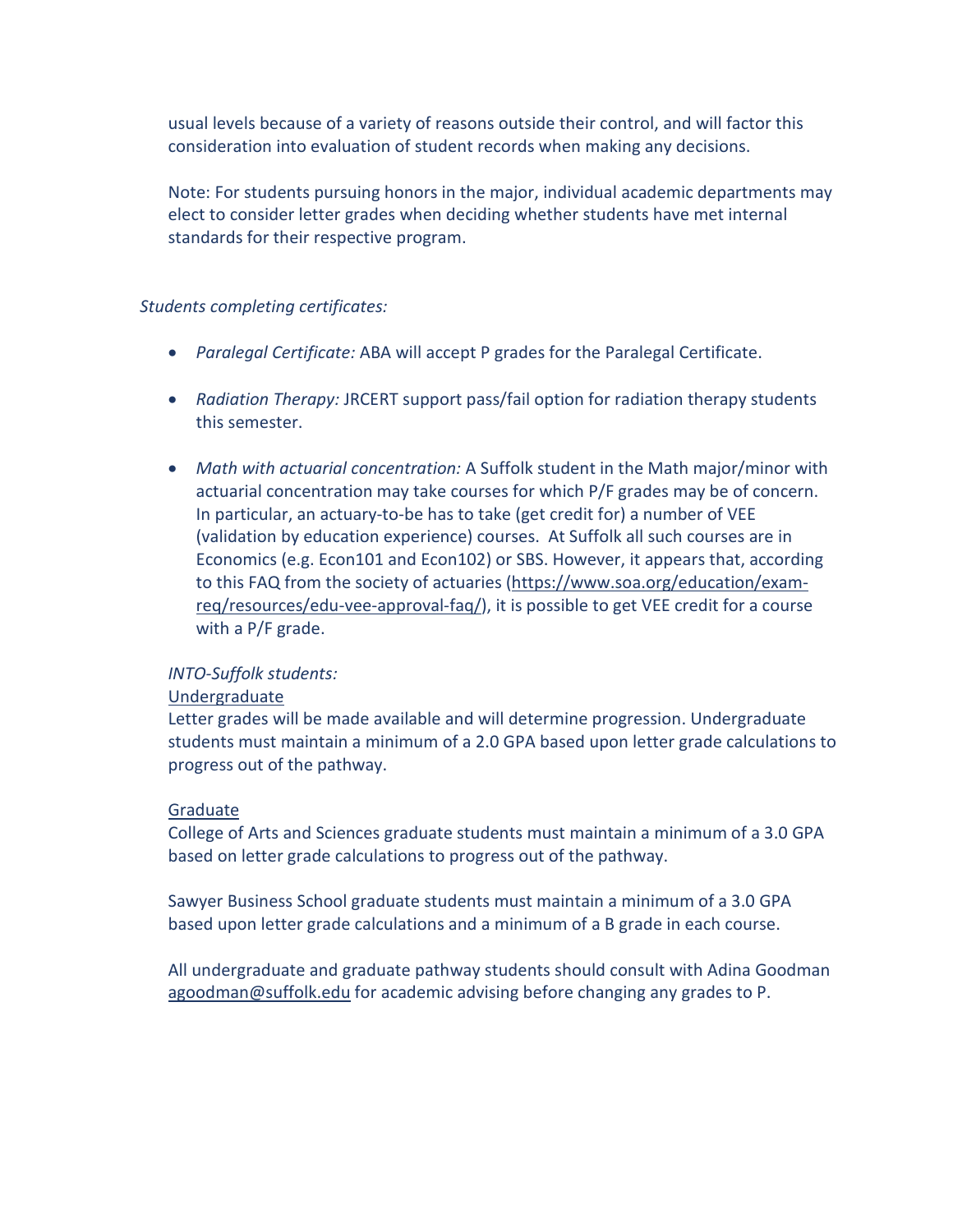usual levels because of a variety of reasons outside their control, and will factor this consideration into evaluation of student records when making any decisions.

Note: For students pursuing honors in the major, individual academic departments may elect to consider letter grades when deciding whether students have met internal standards for their respective program.

*Students completing certificates:*

- *Paralegal Certificate:* ABA will accept P grades for the Paralegal Certificate.
- *Radiation Therapy:* JRCERT support pass/fail option for radiation therapy students this semester.
- *Math with actuarial concentration:* A Suffolk student in the Math major/minor with actuarial concentration may take courses for which P/F grades may be of concern. In particular, an actuary-to-be has to take (get credit for) a number of VEE (validation by education experience) courses. At Suffolk all such courses are in Economics (e.g. Econ101 and Econ102) or SBS. However, it appears that, according to this FAQ from the society of actuaries (https://www.soa.org/education/exam-req/resources/edu-vee-approval-faq/), it is possible to get VEE credit for a course with a P/F grade.

*INTO-Suffolk students:*

Undergraduate

Letter grades will be made available and will determine progression. Undergraduate students must maintain a minimum of a 2.0 GPA based upon letter grade calculations to progress out of the pathway.

Graduate

College of Arts and Sciences graduate students must maintain a minimum of a 3.0 GPA based on letter grade calculations to progress out of the pathway.

Sawyer Business School graduate students must maintain a minimum of a 3.0 GPA based upon letter grade calculations and a minimum of a B grade in each course.

All undergraduate and graduate pathway students should consult with Adina Goodman agoodman@suffolk.edu for academic advising before changing any grades to P.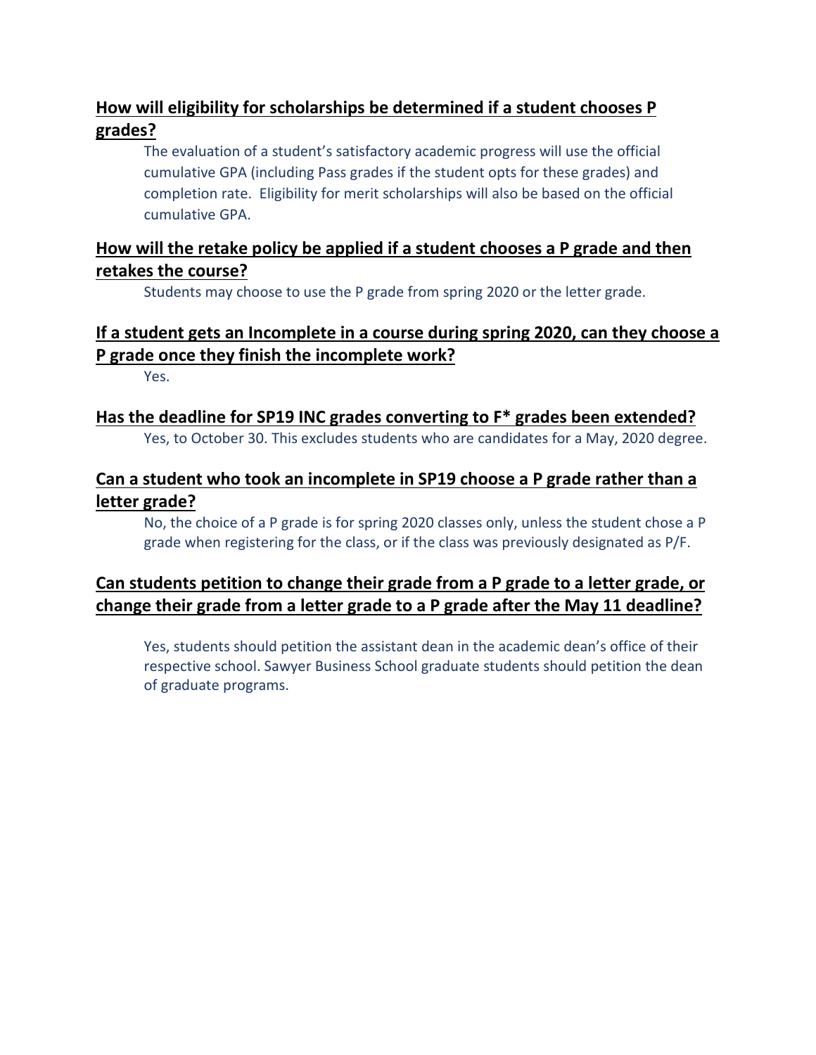**How will eligibility for scholarships be determined if a student chooses P grades?**

The evaluation of a student's satisfactory academic progress will use the official cumulative GPA (including Pass grades if the student opts for these grades) and completion rate. Eligibility for merit scholarships will also be based on the official cumulative GPA.

**How will the retake policy be applied if a student chooses a P grade and then retakes the course?**

Students may choose to use the P grade from spring 2020 or the letter grade.

**If a student gets an Incomplete in a course during spring 2020, can they choose a P grade once they finish the incomplete work?**

Yes.

**Has the deadline for SP19 INC grades converting to F* grades been extended?**

Yes, to October 30. This excludes students who are candidates for a May, 2020 degree.

**Can a student who took an incomplete in SP19 choose a P grade rather than a letter grade?**

No, the choice of a P grade is for spring 2020 classes only, unless the student chose a P grade when registering for the class, or if the class was previously designated as P/F.

**Can students petition to change their grade from a P grade to a letter grade, or change their grade from a letter grade to a P grade after the May 11 deadline?**

Yes, students should petition the assistant dean in the academic dean's office of their respective school. Sawyer Business School graduate students should petition the dean of graduate programs.